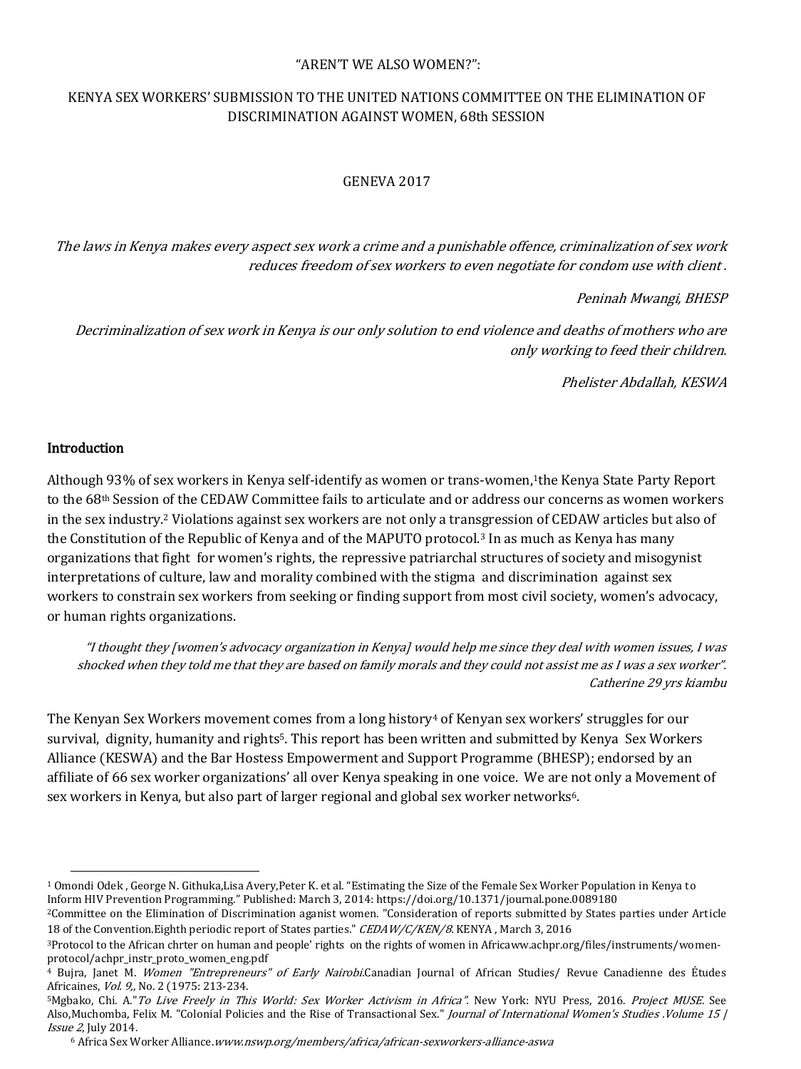"AREN'T WE ALSO WOMEN?":

KENYA SEX WORKERS' SUBMISSION TO THE UNITED NATIONS COMMITTEE ON THE ELIMINATION OF DISCRIMINATION AGAINST WOMEN, 68th SESSION

GENEVA 2017

*The laws in Kenya makes every aspect sex work a crime and a punishable offence, criminalization of sex work reduces freedom of sex workers to even negotiate for condom use with client .*

*Peninah Mwangi, BHESP*

*Decriminalization of sex work in Kenya is our only solution to end violence and deaths of mothers who are only working to feed their children.*

*Phelister Abdallah, KESWA*

## Introduction

Although 93% of sex workers in Kenya self-identify as women or trans-women,[1]the Kenya State Party Report to the 68th Session of the CEDAW Committee fails to articulate and or address our concerns as women workers in the sex industry.[2] Violations against sex workers are not only a transgression of CEDAW articles but also of the Constitution of the Republic of Kenya and of the MAPUTO protocol.[3] In as much as Kenya has many organizations that fight for women's rights, the repressive patriarchal structures of society and misogynist interpretations of culture, law and morality combined with the stigma and discrimination against sex workers to constrain sex workers from seeking or finding support from most civil society, women's advocacy, or human rights organizations.

> *"I thought they [women's advocacy organization in Kenya] would help me since they deal with women issues, I was shocked when they told me that they are based on family morals and they could not assist me as I was a sex worker".*
> *Catherine 29 yrs kiambu*

The Kenyan Sex Workers movement comes from a long history[4] of Kenyan sex workers' struggles for our survival, dignity, humanity and rights[5]. This report has been written and submitted by Kenya Sex Workers Alliance (KESWA) and the Bar Hostess Empowerment and Support Programme (BHESP); endorsed by an affiliate of 66 sex worker organizations' all over Kenya speaking in one voice. We are not only a Movement of sex workers in Kenya, but also part of larger regional and global sex worker networks[6].

---

[1] Omondi Odek , George N. Githuka,Lisa Avery,Peter K. et al. "Estimating the Size of the Female Sex Worker Population in Kenya to Inform HIV Prevention Programming." Published: March 3, 2014: https://doi.org/10.1371/journal.pone.0089180

[2]Committee on the Elimination of Discrimination aganist women. "Consideration of reports submitted by States parties under Article 18 of the Convention.Eighth periodic report of States parties." *CEDAW/C/KEN/8.* KENYA , March 3, 2016

[3]Protocol to the African chrter on human and people' rights on the rights of women in Africaww.achpr.org/files/instruments/women-protocol/achpr_instr_proto_women_eng.pdf

[4] Bujra, Janet M. *Women "Entrepreneurs" of Early Nairobi.*Canadian Journal of African Studies/ Revue Canadienne des Études Africaines, *Vol. 9,*, No. 2 (1975: 213-234.

[5]Mgbako, Chi. A."*To Live Freely in This World: Sex Worker Activism in Africa".* New York: NYU Press, 2016. *Project MUSE*. See Also,Muchomba, Felix M. "Colonial Policies and the Rise of Transactional Sex." *Journal of International Women's Studies .Volume 15 | Issue 2,* July 2014.

[6] Africa Sex Worker Alliance.*www.nswp.org/members/africa/african-sexworkers-alliance-aswa*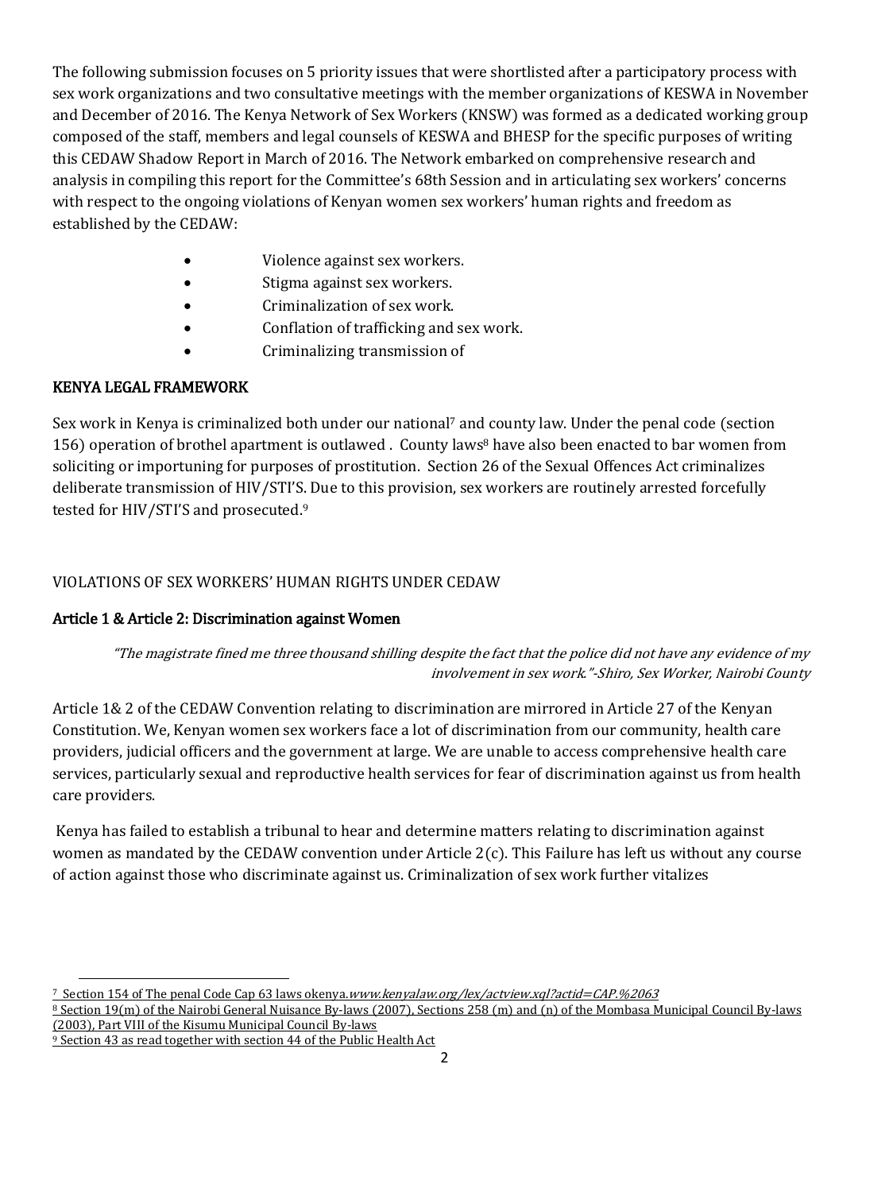The following submission focuses on 5 priority issues that were shortlisted after a participatory process with sex work organizations and two consultative meetings with the member organizations of KESWA in November and December of 2016. The Kenya Network of Sex Workers (KNSW) was formed as a dedicated working group composed of the staff, members and legal counsels of KESWA and BHESP for the specific purposes of writing this CEDAW Shadow Report in March of 2016. The Network embarked on comprehensive research and analysis in compiling this report for the Committee's 68th Session and in articulating sex workers' concerns with respect to the ongoing violations of Kenyan women sex workers' human rights and freedom as established by the CEDAW:

- Violence against sex workers.
- Stigma against sex workers.
- Criminalization of sex work.
- Conflation of trafficking and sex work.
- Criminalizing transmission of

## KENYA LEGAL FRAMEWORK

Sex work in Kenya is criminalized both under our national[7] and county law. Under the penal code (section 156) operation of brothel apartment is outlawed . County laws[8] have also been enacted to bar women from soliciting or importuning for purposes of prostitution. Section 26 of the Sexual Offences Act criminalizes deliberate transmission of HIV/STI'S. Due to this provision, sex workers are routinely arrested forcefully tested for HIV/STI'S and prosecuted.[9]

VIOLATIONS OF SEX WORKERS' HUMAN RIGHTS UNDER CEDAW

### Article 1 & Article 2: Discrimination against Women

> *"The magistrate fined me three thousand shilling despite the fact that the police did not have any evidence of my involvement in sex work."-Shiro, Sex Worker, Nairobi County*

Article 1& 2 of the CEDAW Convention relating to discrimination are mirrored in Article 27 of the Kenyan Constitution. We, Kenyan women sex workers face a lot of discrimination from our community, health care providers, judicial officers and the government at large. We are unable to access comprehensive health care services, particularly sexual and reproductive health services for fear of discrimination against us from health care providers.

Kenya has failed to establish a tribunal to hear and determine matters relating to discrimination against women as mandated by the CEDAW convention under Article 2(c). This Failure has left us without any course of action against those who discriminate against us. Criminalization of sex work further vitalizes

---

[7] Section 154 of The penal Code Cap 63 laws okenya.*www.kenyalaw.org/lex/actview.xql?actid=CAP.%2063*

[8] Section 19(m) of the Nairobi General Nuisance By-laws (2007), Sections 258 (m) and (n) of the Mombasa Municipal Council By-laws (2003), Part VIII of the Kisumu Municipal Council By-laws

[9] Section 43 as read together with section 44 of the Public Health Act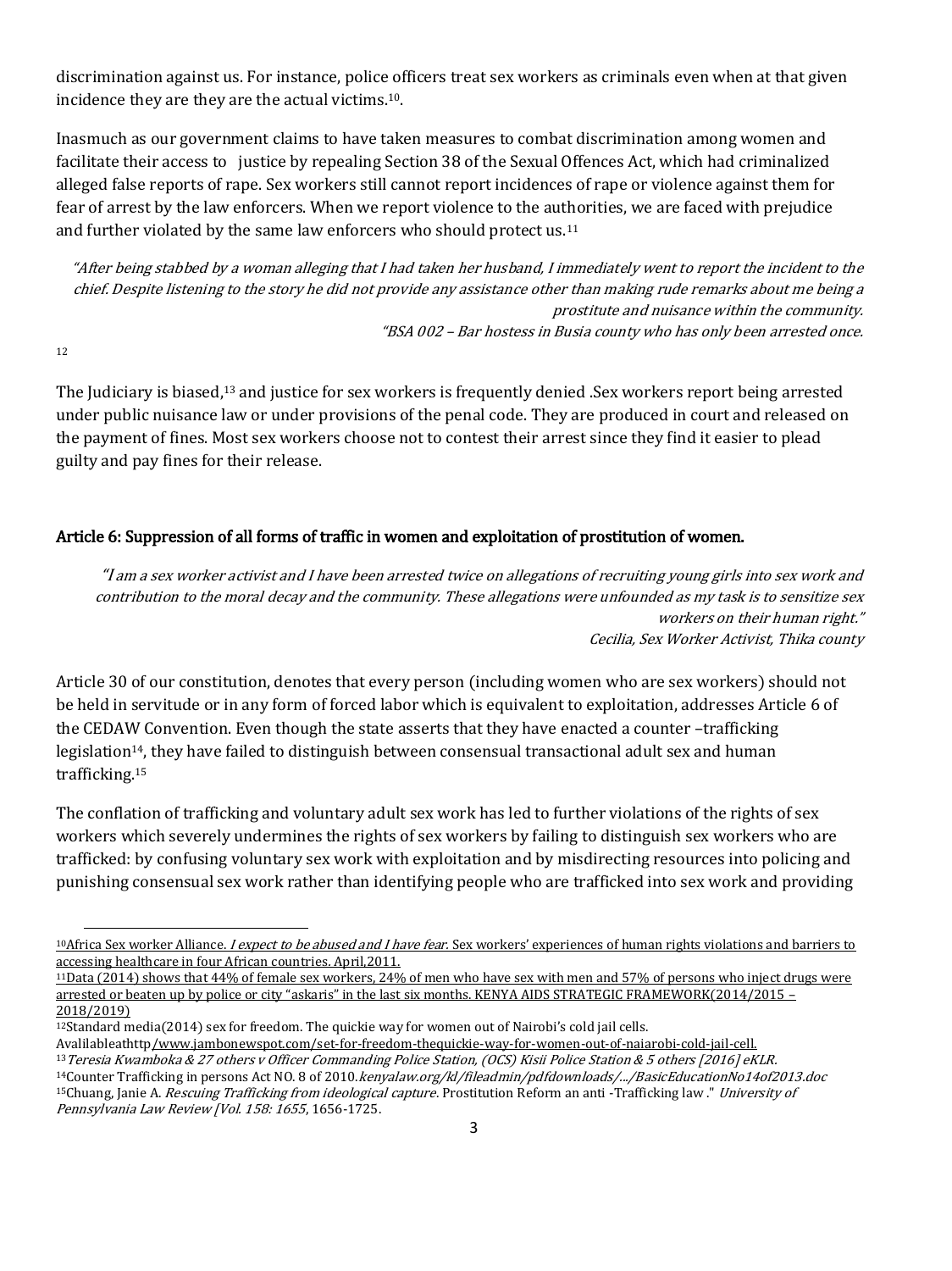discrimination against us. For instance, police officers treat sex workers as criminals even when at that given incidence they are they are the actual victims.[10].

Inasmuch as our government claims to have taken measures to combat discrimination among women and facilitate their access to justice by repealing Section 38 of the Sexual Offences Act, which had criminalized alleged false reports of rape. Sex workers still cannot report incidences of rape or violence against them for fear of arrest by the law enforcers. When we report violence to the authorities, we are faced with prejudice and further violated by the same law enforcers who should protect us.[11]

> *"After being stabbed by a woman alleging that I had taken her husband, I immediately went to report the incident to the chief. Despite listening to the story he did not provide any assistance other than making rude remarks about me being a prostitute and nuisance within the community.*
>
> *"BSA 002 – Bar hostess in Busia county who has only been arrested once.*

[12]

The Judiciary is biased,[13] and justice for sex workers is frequently denied .Sex workers report being arrested under public nuisance law or under provisions of the penal code. They are produced in court and released on the payment of fines. Most sex workers choose not to contest their arrest since they find it easier to plead guilty and pay fines for their release.

## Article 6: Suppression of all forms of traffic in women and exploitation of prostitution of women.

> *"I am a sex worker activist and I have been arrested twice on allegations of recruiting young girls into sex work and contribution to the moral decay and the community. These allegations were unfounded as my task is to sensitize sex workers on their human right."*
>
> *Cecilia, Sex Worker Activist, Thika county*

Article 30 of our constitution, denotes that every person (including women who are sex workers) should not be held in servitude or in any form of forced labor which is equivalent to exploitation, addresses Article 6 of the CEDAW Convention. Even though the state asserts that they have enacted a counter –trafficking legislation[14], they have failed to distinguish between consensual transactional adult sex and human trafficking.[15]

The conflation of trafficking and voluntary adult sex work has led to further violations of the rights of sex workers which severely undermines the rights of sex workers by failing to distinguish sex workers who are trafficked: by confusing voluntary sex work with exploitation and by misdirecting resources into policing and punishing consensual sex work rather than identifying people who are trafficked into sex work and providing

---

[10] Africa Sex worker Alliance. *I expect to be abused and I have fear*. Sex workers' experiences of human rights violations and barriers to accessing healthcare in four African countries. April,2011.

[11] Data (2014) shows that 44% of female sex workers, 24% of men who have sex with men and 57% of persons who inject drugs were arrested or beaten up by police or city "askaris" in the last six months. KENYA AIDS STRATEGIC FRAMEWORK(2014/2015 – 2018/2019)

[12] Standard media(2014) sex for freedom. The quickie way for women out of Nairobi's cold jail cells. Availableathttp/www.jambonewspot.com/set-for-freedom-thequickie-way-for-women-out-of-naiarobi-cold-jail-cell.

[13] *Teresia Kwamboka & 27 others v Officer Commanding Police Station, (OCS) Kisii Police Station & 5 others [2016] eKLR.*

[14] Counter Trafficking in persons Act NO. 8 of 2010.*kenyalaw.org/kl/fileadmin/pdfdownloads/.../BasicEducationNo14of2013.doc*

[15] Chuang, Janie A. *Rescuing Trafficking from ideological capture*. Prostitution Reform an anti -Trafficking law ." *University of Pennsylvania Law Review [Vol. 158: 1655*, 1656-1725.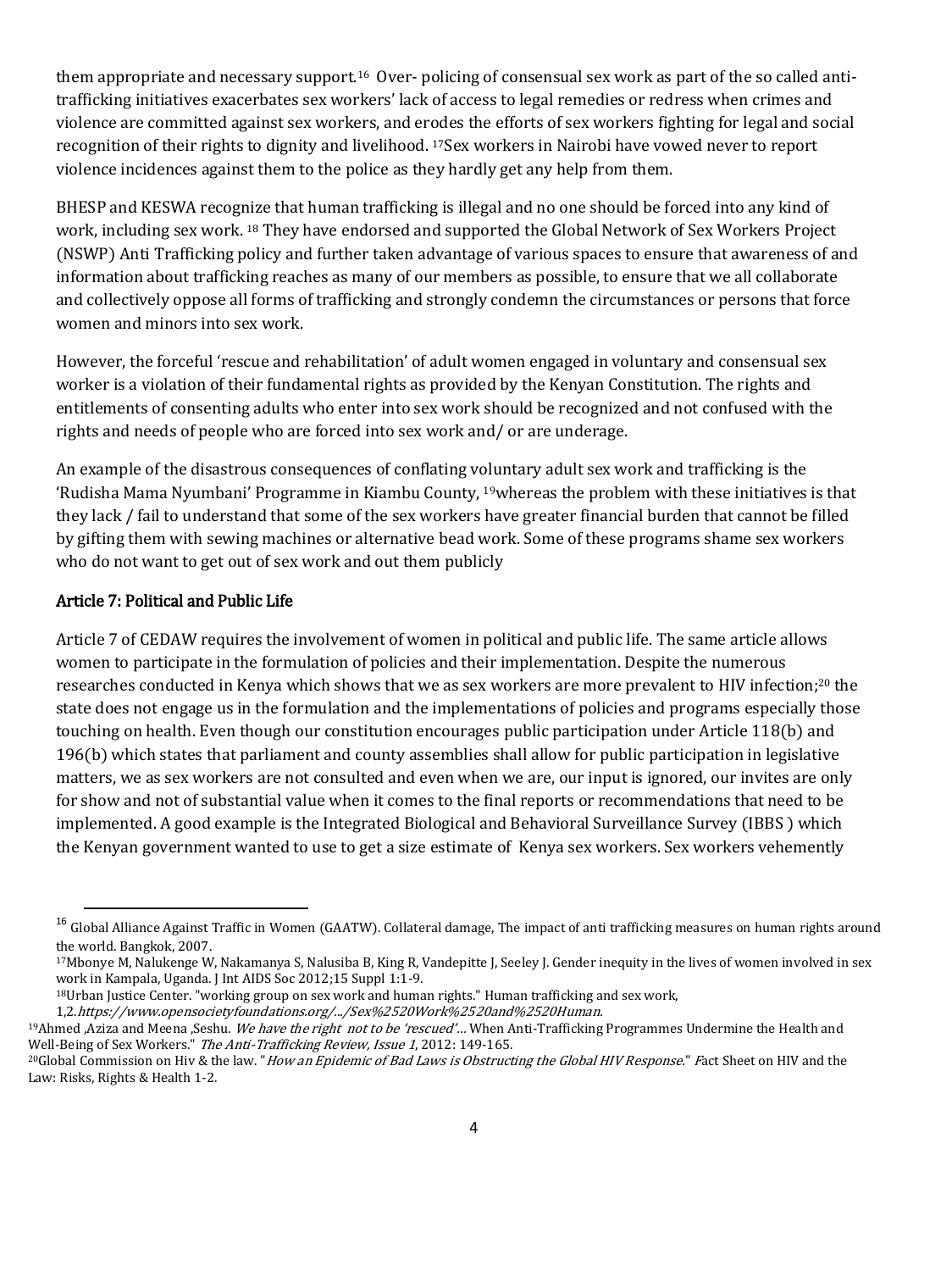them appropriate and necessary support.[16] Over- policing of consensual sex work as part of the so called anti-trafficking initiatives exacerbates sex workers' lack of access to legal remedies or redress when crimes and violence are committed against sex workers, and erodes the efforts of sex workers fighting for legal and social recognition of their rights to dignity and livelihood. [17]Sex workers in Nairobi have vowed never to report violence incidences against them to the police as they hardly get any help from them.

BHESP and KESWA recognize that human trafficking is illegal and no one should be forced into any kind of work, including sex work. [18] They have endorsed and supported the Global Network of Sex Workers Project (NSWP) Anti Trafficking policy and further taken advantage of various spaces to ensure that awareness of and information about trafficking reaches as many of our members as possible, to ensure that we all collaborate and collectively oppose all forms of trafficking and strongly condemn the circumstances or persons that force women and minors into sex work.

However, the forceful 'rescue and rehabilitation' of adult women engaged in voluntary and consensual sex worker is a violation of their fundamental rights as provided by the Kenyan Constitution. The rights and entitlements of consenting adults who enter into sex work should be recognized and not confused with the rights and needs of people who are forced into sex work and/ or are underage.

An example of the disastrous consequences of conflating voluntary adult sex work and trafficking is the 'Rudisha Mama Nyumbani' Programme in Kiambu County, [19]whereas the problem with these initiatives is that they lack / fail to understand that some of the sex workers have greater financial burden that cannot be filled by gifting them with sewing machines or alternative bead work. Some of these programs shame sex workers who do not want to get out of sex work and out them publicly

## Article 7: Political and Public Life

Article 7 of CEDAW requires the involvement of women in political and public life. The same article allows women to participate in the formulation of policies and their implementation. Despite the numerous researches conducted in Kenya which shows that we as sex workers are more prevalent to HIV infection;[20] the state does not engage us in the formulation and the implementations of policies and programs especially those touching on health. Even though our constitution encourages public participation under Article 118(b) and 196(b) which states that parliament and county assemblies shall allow for public participation in legislative matters, we as sex workers are not consulted and even when we are, our input is ignored, our invites are only for show and not of substantial value when it comes to the final reports or recommendations that need to be implemented. A good example is the Integrated Biological and Behavioral Surveillance Survey (IBBS ) which the Kenyan government wanted to use to get a size estimate of Kenya sex workers. Sex workers vehemently

---

[16] Global Alliance Against Traffic in Women (GAATW). Collateral damage, The impact of anti trafficking measures on human rights around the world. Bangkok, 2007.

[17]Mbonye M, Nalukenge W, Nakamanya S, Nalusiba B, King R, Vandepitte J, Seeley J. Gender inequity in the lives of women involved in sex work in Kampala, Uganda. J Int AIDS Soc 2012;15 Suppl 1:1-9.

[18]Urban Justice Center. "working group on sex work and human rights." Human trafficking and sex work, 1,2.*https://www.opensocietyfoundations.org/.../Sex%2520Work%2520and%2520Human.*

[19]Ahmed ,Aziza and Meena ,Seshu. *We have the right not to be 'rescued'…* When Anti-Trafficking Programmes Undermine the Health and Well-Being of Sex Workers." *The Anti-Trafficking Review, Issue 1*, 2012: 149-165.

[20]Global Commission on Hiv & the law. "*How an Epidemic of Bad Laws is Obstructing the Global HIV Response*." Fact Sheet on HIV and the Law: Risks, Rights & Health 1-2.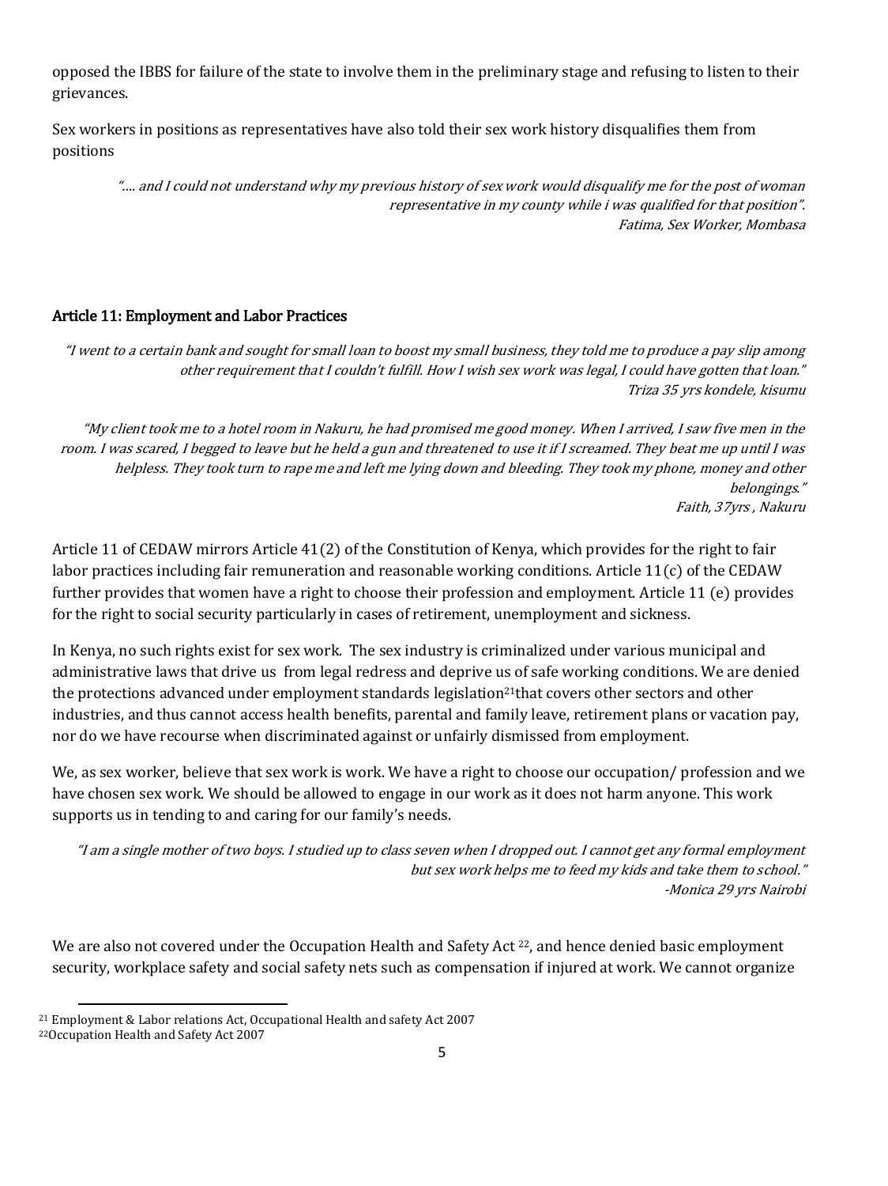opposed the IBBS for failure of the state to involve them in the preliminary stage and refusing to listen to their grievances.

Sex workers in positions as representatives have also told their sex work history disqualifies them from positions

> *"…. and I could not understand why my previous history of sex work would disqualify me for the post of woman representative in my county while i was qualified for that position".*
> *Fatima, Sex Worker, Mombasa*

### Article 11: Employment and Labor Practices

> *"I went to a certain bank and sought for small loan to boost my small business, they told me to produce a pay slip among other requirement that I couldn't fulfill. How I wish sex work was legal, I could have gotten that loan."*
> *Triza 35 yrs kondele, kisumu*

> *"My client took me to a hotel room in Nakuru, he had promised me good money. When I arrived, I saw five men in the room. I was scared, I begged to leave but he held a gun and threatened to use it if I screamed. They beat me up until I was helpless. They took turn to rape me and left me lying down and bleeding. They took my phone, money and other belongings."*
> *Faith, 37yrs , Nakuru*

Article 11 of CEDAW mirrors Article 41(2) of the Constitution of Kenya, which provides for the right to fair labor practices including fair remuneration and reasonable working conditions. Article 11(c) of the CEDAW further provides that women have a right to choose their profession and employment. Article 11 (e) provides for the right to social security particularly in cases of retirement, unemployment and sickness.

In Kenya, no such rights exist for sex work. The sex industry is criminalized under various municipal and administrative laws that drive us from legal redress and deprive us of safe working conditions. We are denied the protections advanced under employment standards legislation[21]that covers other sectors and other industries, and thus cannot access health benefits, parental and family leave, retirement plans or vacation pay, nor do we have recourse when discriminated against or unfairly dismissed from employment.

We, as sex worker, believe that sex work is work. We have a right to choose our occupation/ profession and we have chosen sex work. We should be allowed to engage in our work as it does not harm anyone. This work supports us in tending to and caring for our family's needs.

> *"I am a single mother of two boys. I studied up to class seven when I dropped out. I cannot get any formal employment but sex work helps me to feed my kids and take them to school."*
> *-Monica 29 yrs Nairobi*

We are also not covered under the Occupation Health and Safety Act [22], and hence denied basic employment security, workplace safety and social safety nets such as compensation if injured at work. We cannot organize

---

[21] Employment & Labor relations Act, Occupational Health and safety Act 2007

[22] Occupation Health and Safety Act 2007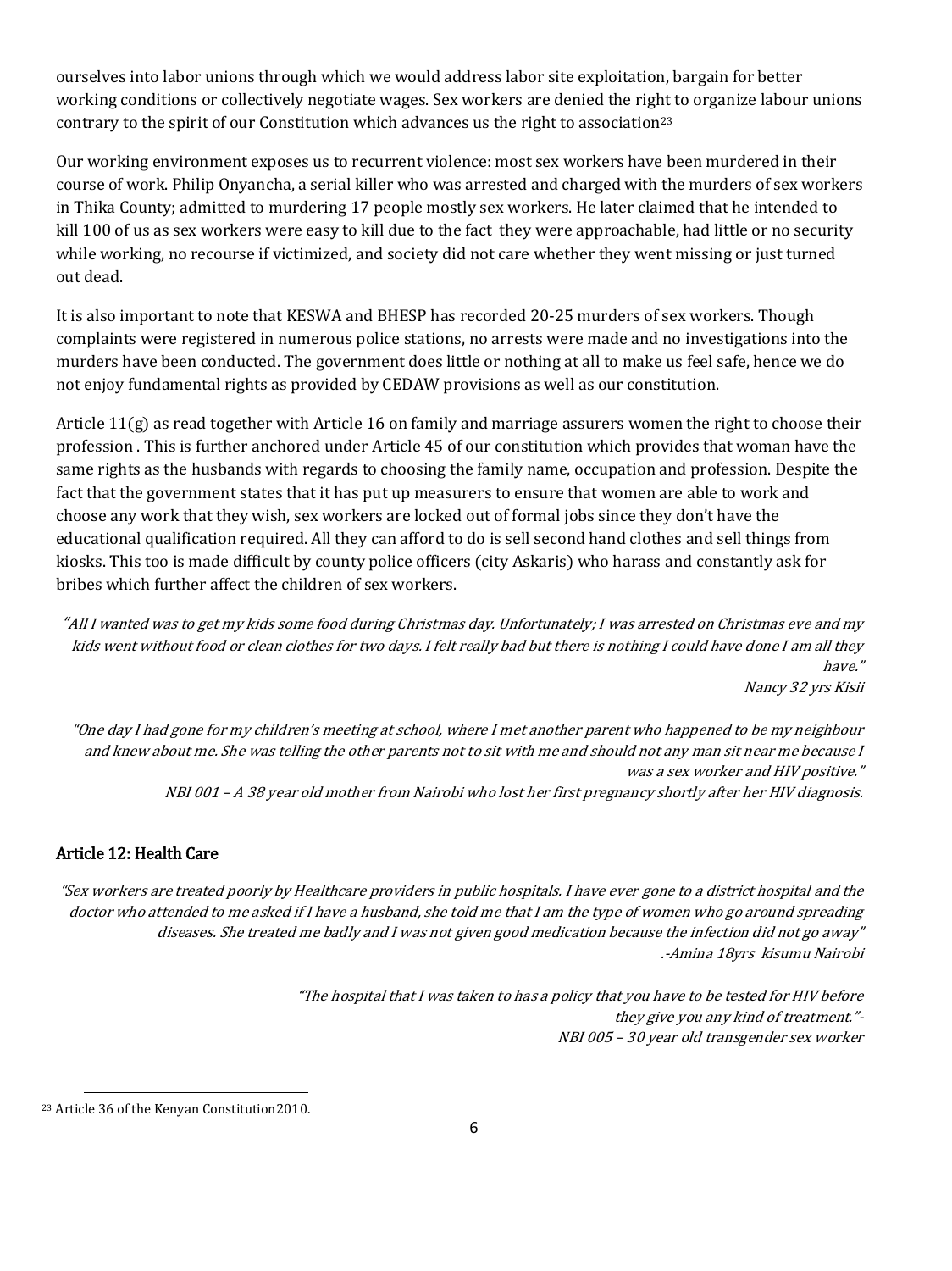ourselves into labor unions through which we would address labor site exploitation, bargain for better working conditions or collectively negotiate wages. Sex workers are denied the right to organize labour unions contrary to the spirit of our Constitution which advances us the right to association[23]

Our working environment exposes us to recurrent violence: most sex workers have been murdered in their course of work. Philip Onyancha, a serial killer who was arrested and charged with the murders of sex workers in Thika County; admitted to murdering 17 people mostly sex workers. He later claimed that he intended to kill 100 of us as sex workers were easy to kill due to the fact they were approachable, had little or no security while working, no recourse if victimized, and society did not care whether they went missing or just turned out dead.

It is also important to note that KESWA and BHESP has recorded 20-25 murders of sex workers. Though complaints were registered in numerous police stations, no arrests were made and no investigations into the murders have been conducted. The government does little or nothing at all to make us feel safe, hence we do not enjoy fundamental rights as provided by CEDAW provisions as well as our constitution.

Article 11(g) as read together with Article 16 on family and marriage assurers women the right to choose their profession . This is further anchored under Article 45 of our constitution which provides that woman have the same rights as the husbands with regards to choosing the family name, occupation and profession. Despite the fact that the government states that it has put up measurers to ensure that women are able to work and choose any work that they wish, sex workers are locked out of formal jobs since they don't have the educational qualification required. All they can afford to do is sell second hand clothes and sell things from kiosks. This too is made difficult by county police officers (city Askaris) who harass and constantly ask for bribes which further affect the children of sex workers.

*"All I wanted was to get my kids some food during Christmas day. Unfortunately; I was arrested on Christmas eve and my kids went without food or clean clothes for two days. I felt really bad but there is nothing I could have done I am all they have."*
*Nancy 32 yrs Kisii*

*"One day I had gone for my children's meeting at school, where I met another parent who happened to be my neighbour and knew about me. She was telling the other parents not to sit with me and should not any man sit near me because I was a sex worker and HIV positive."*
*NBI 001 – A 38 year old mother from Nairobi who lost her first pregnancy shortly after her HIV diagnosis.*

## Article 12: Health Care

*"Sex workers are treated poorly by Healthcare providers in public hospitals. I have ever gone to a district hospital and the doctor who attended to me asked if I have a husband, she told me that I am the type of women who go around spreading diseases. She treated me badly and I was not given good medication because the infection did not go away"*
*.-Amina 18yrs kisumu Nairobi*

*"The hospital that I was taken to has a policy that you have to be tested for HIV before they give you any kind of treatment."-*
*NBI 005 – 30 year old transgender sex worker*

---

[23] Article 36 of the Kenyan Constitution2010.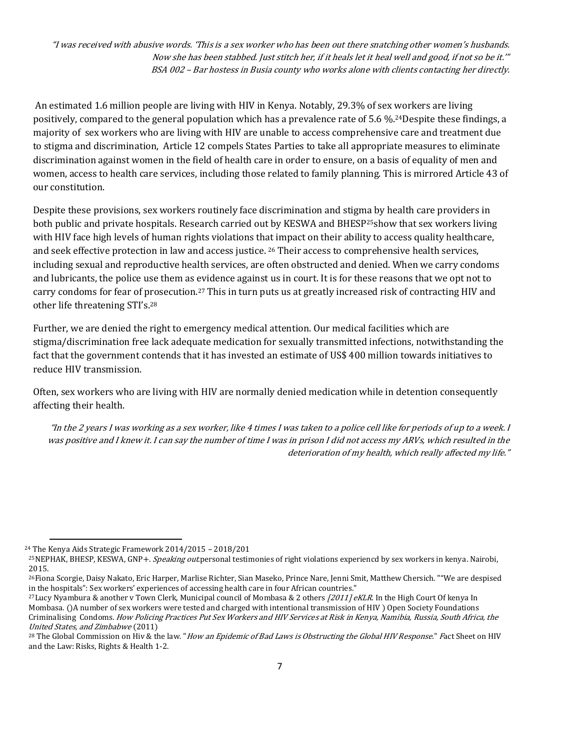*"I was received with abusive words. 'This is a sex worker who has been out there snatching other women's husbands. Now she has been stabbed. Just stitch her, if it heals let it heal well and good, if not so be it.'"*
*BSA 002 – Bar hostess in Busia county who works alone with clients contacting her directly.*

An estimated 1.6 million people are living with HIV in Kenya. Notably, 29.3% of sex workers are living positively, compared to the general population which has a prevalence rate of 5.6 %.[24] Despite these findings, a majority of sex workers who are living with HIV are unable to access comprehensive care and treatment due to stigma and discrimination, Article 12 compels States Parties to take all appropriate measures to eliminate discrimination against women in the field of health care in order to ensure, on a basis of equality of men and women, access to health care services, including those related to family planning. This is mirrored Article 43 of our constitution.

Despite these provisions, sex workers routinely face discrimination and stigma by health care providers in both public and private hospitals. Research carried out by KESWA and BHESP[25] show that sex workers living with HIV face high levels of human rights violations that impact on their ability to access quality healthcare, and seek effective protection in law and access justice. [26] Their access to comprehensive health services, including sexual and reproductive health services, are often obstructed and denied. When we carry condoms and lubricants, the police use them as evidence against us in court. It is for these reasons that we opt not to carry condoms for fear of prosecution.[27] This in turn puts us at greatly increased risk of contracting HIV and other life threatening STI's.[28]

Further, we are denied the right to emergency medical attention. Our medical facilities which are stigma/discrimination free lack adequate medication for sexually transmitted infections, notwithstanding the fact that the government contends that it has invested an estimate of US$ 400 million towards initiatives to reduce HIV transmission.

Often, sex workers who are living with HIV are normally denied medication while in detention consequently affecting their health.

*"In the 2 years I was working as a sex worker, like 4 times I was taken to a police cell like for periods of up to a week. I was positive and I knew it. I can say the number of time I was in prison I did not access my ARVs, which resulted in the deterioration of my health, which really affected my life."*

---

[24] The Kenya Aids Strategic Framework 2014/2015 – 2018/201

[25] NEPHAK, BHESP, KESWA, GNP+. *Speaking out.* personal testimonies of right violations experiencd by sex workers in kenya. Nairobi, 2015.

[26] Fiona Scorgie, Daisy Nakato, Eric Harper, Marlise Richter, Sian Maseko, Prince Nare, Jenni Smit, Matthew Chersich. ""We are despised in the hospitals": Sex workers' experiences of accessing health care in four African countries."

[27] Lucy Nyambura & another v Town Clerk, Municipal council of Mombasa & 2 others *[2011] eKLR*. In the High Court Of kenya In Mombasa. ()A number of sex workers were tested and charged with intentional transmission of HIV ) Open Society Foundations Criminalising Condoms. *How Policing Practices Put Sex Workers and HIV Services at Risk in Kenya, Namibia, Russia, South Africa, the United States, and Zimbabwe* (2011)

[28] The Global Commission on Hiv & the law. "*How an Epidemic of Bad Laws is Obstructing the Global HIV Response*." Fact Sheet on HIV and the Law: Risks, Rights & Health 1-2.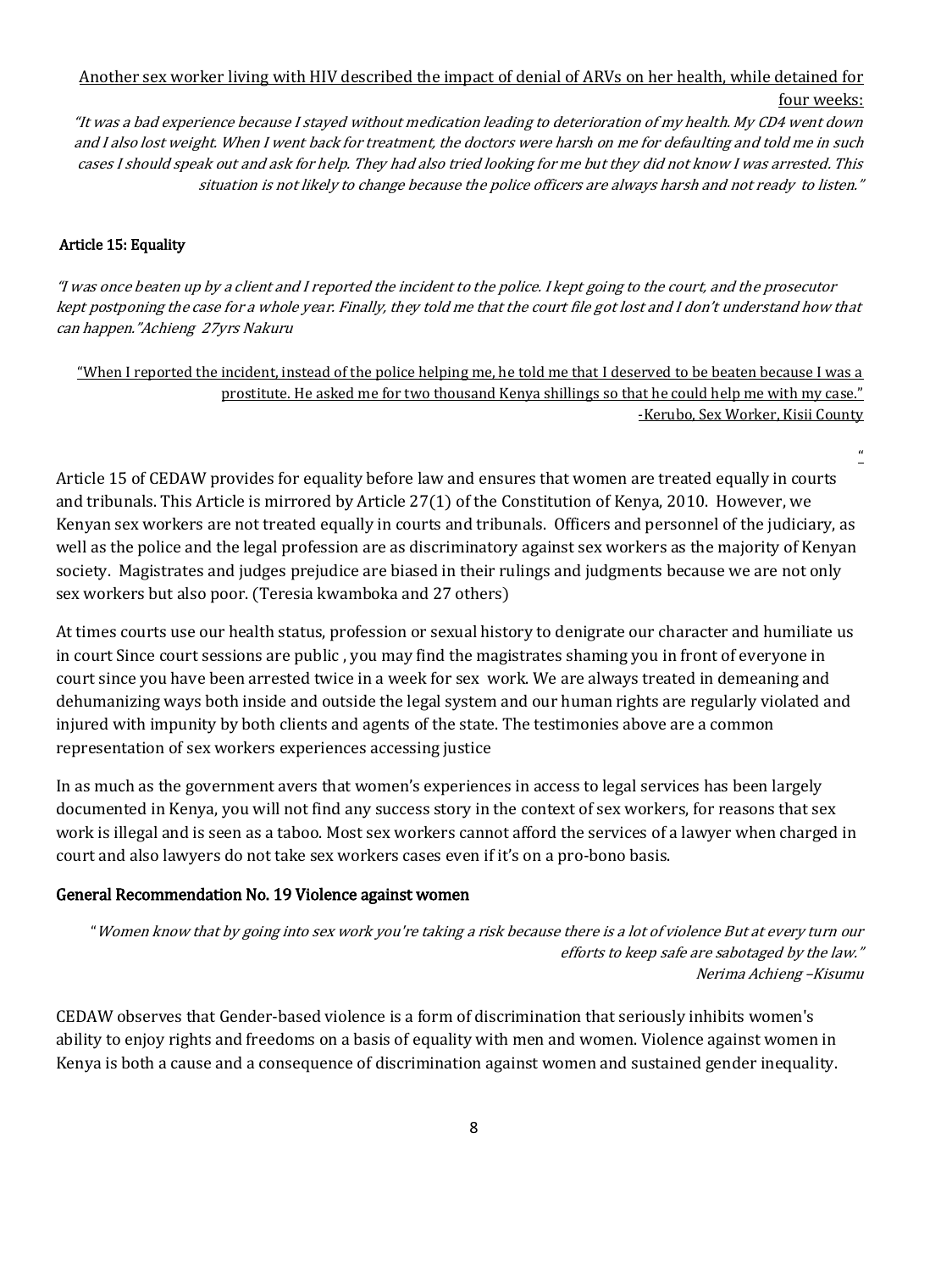Another sex worker living with HIV described the impact of denial of ARVs on her health, while detained for four weeks:

*"It was a bad experience because I stayed without medication leading to deterioration of my health. My CD4 went down and I also lost weight. When I went back for treatment, the doctors were harsh on me for defaulting and told me in such cases I should speak out and ask for help. They had also tried looking for me but they did not know I was arrested. This situation is not likely to change because the police officers are always harsh and not ready to listen."*

### Article 15: Equality

*"I was once beaten up by a client and I reported the incident to the police. I kept going to the court, and the prosecutor kept postponing the case for a whole year. Finally, they told me that the court file got lost and I don't understand how that can happen."Achieng 27yrs Nakuru*

"When I reported the incident, instead of the police helping me, he told me that I deserved to be beaten because I was a prostitute. He asked me for two thousand Kenya shillings so that he could help me with my case."
-Kerubo, Sex Worker, Kisii County

"

Article 15 of CEDAW provides for equality before law and ensures that women are treated equally in courts and tribunals. This Article is mirrored by Article 27(1) of the Constitution of Kenya, 2010. However, we Kenyan sex workers are not treated equally in courts and tribunals. Officers and personnel of the judiciary, as well as the police and the legal profession are as discriminatory against sex workers as the majority of Kenyan society. Magistrates and judges prejudice are biased in their rulings and judgments because we are not only sex workers but also poor. (Teresia kwamboka and 27 others)

At times courts use our health status, profession or sexual history to denigrate our character and humiliate us in court Since court sessions are public , you may find the magistrates shaming you in front of everyone in court since you have been arrested twice in a week for sex work. We are always treated in demeaning and dehumanizing ways both inside and outside the legal system and our human rights are regularly violated and injured with impunity by both clients and agents of the state. The testimonies above are a common representation of sex workers experiences accessing justice

In as much as the government avers that women's experiences in access to legal services has been largely documented in Kenya, you will not find any success story in the context of sex workers, for reasons that sex work is illegal and is seen as a taboo. Most sex workers cannot afford the services of a lawyer when charged in court and also lawyers do not take sex workers cases even if it's on a pro-bono basis.

### General Recommendation No. 19 Violence against women

"*Women know that by going into sex work you're taking a risk because there is a lot of violence But at every turn our efforts to keep safe are sabotaged by the law."*
*Nerima Achieng –Kisumu*

CEDAW observes that Gender-based violence is a form of discrimination that seriously inhibits women's ability to enjoy rights and freedoms on a basis of equality with men and women. Violence against women in Kenya is both a cause and a consequence of discrimination against women and sustained gender inequality.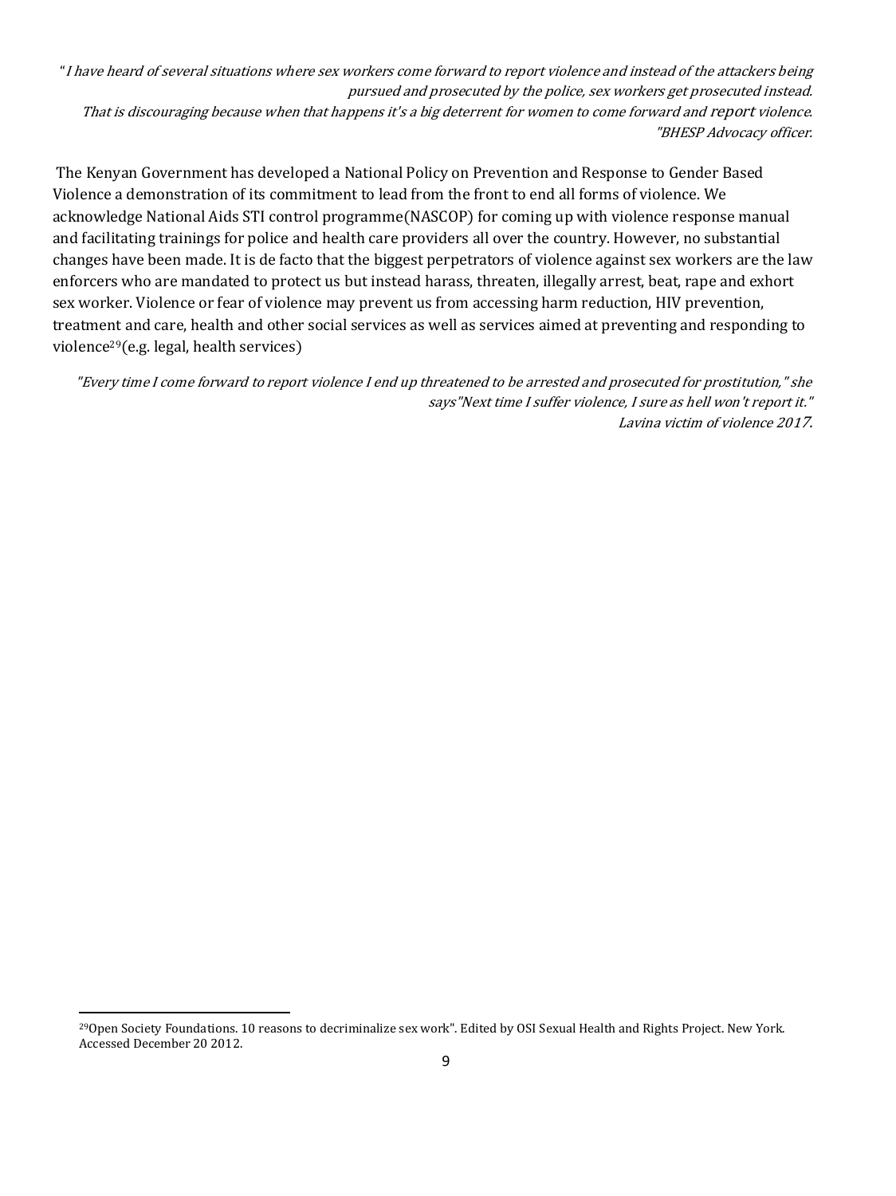*"I have heard of several situations where sex workers come forward to report violence and instead of the attackers being pursued and prosecuted by the police, sex workers get prosecuted instead. That is discouraging because when that happens it's a big deterrent for women to come forward and report violence. "BHESP Advocacy officer.*

The Kenyan Government has developed a National Policy on Prevention and Response to Gender Based Violence a demonstration of its commitment to lead from the front to end all forms of violence. We acknowledge National Aids STI control programme(NASCOP) for coming up with violence response manual and facilitating trainings for police and health care providers all over the country. However, no substantial changes have been made. It is de facto that the biggest perpetrators of violence against sex workers are the law enforcers who are mandated to protect us but instead harass, threaten, illegally arrest, beat, rape and exhort sex worker. Violence or fear of violence may prevent us from accessing harm reduction, HIV prevention, treatment and care, health and other social services as well as services aimed at preventing and responding to violence[29](e.g. legal, health services)

*"Every time I come forward to report violence I end up threatened to be arrested and prosecuted for prostitution," she says"Next time I suffer violence, I sure as hell won't report it." Lavina victim of violence 2017.*

---

[29]Open Society Foundations. 10 reasons to decriminalize sex work". Edited by OSI Sexual Health and Rights Project. New York. Accessed December 20 2012.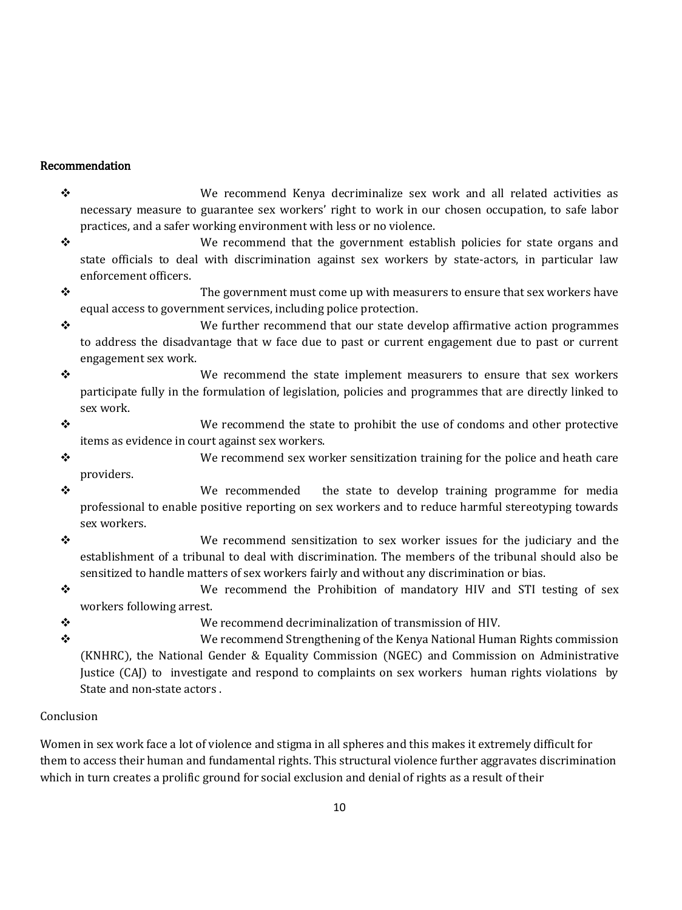**Recommendation**

- We recommend Kenya decriminalize sex work and all related activities as necessary measure to guarantee sex workers' right to work in our chosen occupation, to safe labor practices, and a safer working environment with less or no violence.
- We recommend that the government establish policies for state organs and state officials to deal with discrimination against sex workers by state-actors, in particular law enforcement officers.
- The government must come up with measurers to ensure that sex workers have equal access to government services, including police protection.
- We further recommend that our state develop affirmative action programmes to address the disadvantage that w face due to past or current engagement due to past or current engagement sex work.
- We recommend the state implement measurers to ensure that sex workers participate fully in the formulation of legislation, policies and programmes that are directly linked to sex work.
- We recommend the state to prohibit the use of condoms and other protective items as evidence in court against sex workers.
- We recommend sex worker sensitization training for the police and heath care providers.
- We recommended the state to develop training programme for media professional to enable positive reporting on sex workers and to reduce harmful stereotyping towards sex workers.
- We recommend sensitization to sex worker issues for the judiciary and the establishment of a tribunal to deal with discrimination. The members of the tribunal should also be sensitized to handle matters of sex workers fairly and without any discrimination or bias.
- We recommend the Prohibition of mandatory HIV and STI testing of sex workers following arrest.
- We recommend decriminalization of transmission of HIV.
- We recommend Strengthening of the Kenya National Human Rights commission (KNHRC), the National Gender & Equality Commission (NGEC) and Commission on Administrative Justice (CAJ) to investigate and respond to complaints on sex workers human rights violations by State and non-state actors .

Conclusion

Women in sex work face a lot of violence and stigma in all spheres and this makes it extremely difficult for them to access their human and fundamental rights. This structural violence further aggravates discrimination which in turn creates a prolific ground for social exclusion and denial of rights as a result of their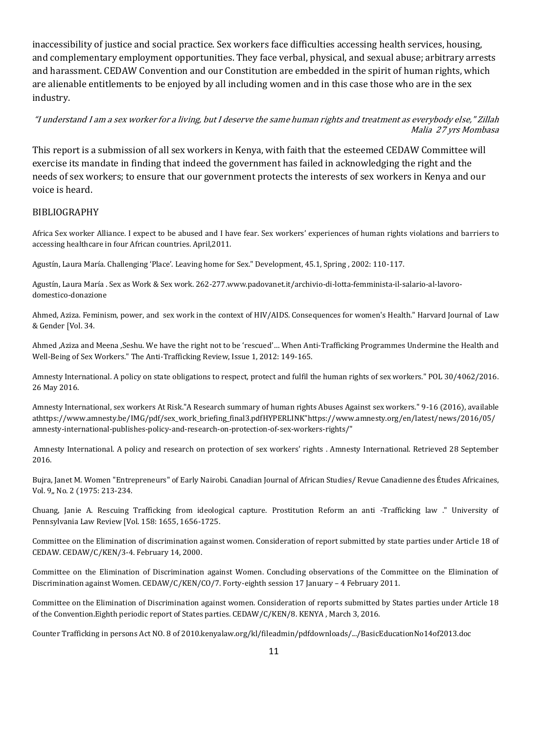inaccessibility of justice and social practice. Sex workers face difficulties accessing health services, housing, and complementary employment opportunities. They face verbal, physical, and sexual abuse; arbitrary arrests and harassment. CEDAW Convention and our Constitution are embedded in the spirit of human rights, which are alienable entitlements to be enjoyed by all including women and in this case those who are in the sex industry.

*"I understand I am a sex worker for a living, but I deserve the same human rights and treatment as everybody else," Zillah Malia 27 yrs Mombasa*

This report is a submission of all sex workers in Kenya, with faith that the esteemed CEDAW Committee will exercise its mandate in finding that indeed the government has failed in acknowledging the right and the needs of sex workers; to ensure that our government protects the interests of sex workers in Kenya and our voice is heard.

## BIBLIOGRAPHY

Africa Sex worker Alliance. I expect to be abused and I have fear. Sex workers' experiences of human rights violations and barriers to accessing healthcare in four African countries. April,2011.

Agustín, Laura María. Challenging 'Place'. Leaving home for Sex." Development, 45.1, Spring , 2002: 110-117.

Agustín, Laura María . Sex as Work & Sex work. 262-277.www.padovanet.it/archivio-di-lotta-femminista-il-salario-al-lavoro-domestico-donazione

Ahmed, Aziza. Feminism, power, and sex work in the context of HIV/AIDS. Consequences for women's Health." Harvard Journal of Law & Gender [Vol. 34.

Ahmed ,Aziza and Meena ,Seshu. We have the right not to be 'rescued'… When Anti-Trafficking Programmes Undermine the Health and Well-Being of Sex Workers." The Anti-Trafficking Review, Issue 1, 2012: 149-165.

Amnesty International. A policy on state obligations to respect, protect and fulfil the human rights of sex workers." POL 30/4062/2016. 26 May 2016.

Amnesty International, sex workers At Risk."A Research summary of human rights Abuses Against sex workers." 9-16 (2016), available athttps://www.amnesty.be/IMG/pdf/sex_work_briefing_final3.pdfHYPERLINK"https://www.amnesty.org/en/latest/news/2016/05/amnesty-international-publishes-policy-and-research-on-protection-of-sex-workers-rights/"

Amnesty International. A policy and research on protection of sex workers' rights . Amnesty International. Retrieved 28 September 2016.

Bujra, Janet M. Women "Entrepreneurs" of Early Nairobi. Canadian Journal of African Studies/ Revue Canadienne des Études Africaines, Vol. 9,, No. 2 (1975: 213-234.

Chuang, Janie A. Rescuing Trafficking from ideological capture. Prostitution Reform an anti -Trafficking law ." University of Pennsylvania Law Review [Vol. 158: 1655, 1656-1725.

Committee on the Elimination of discrimination against women. Consideration of report submitted by state parties under Article 18 of CEDAW. CEDAW/C/KEN/3-4. February 14, 2000.

Committee on the Elimination of Discrimination against Women. Concluding observations of the Committee on the Elimination of Discrimination against Women. CEDAW/C/KEN/CO/7. Forty-eighth session 17 January – 4 February 2011.

Committee on the Elimination of Discrimination against women. Consideration of reports submitted by States parties under Article 18 of the Convention.Eighth periodic report of States parties. CEDAW/C/KEN/8. KENYA , March 3, 2016.

Counter Trafficking in persons Act NO. 8 of 2010.kenyalaw.org/kl/fileadmin/pdfdownloads/.../BasicEducationNo14of2013.doc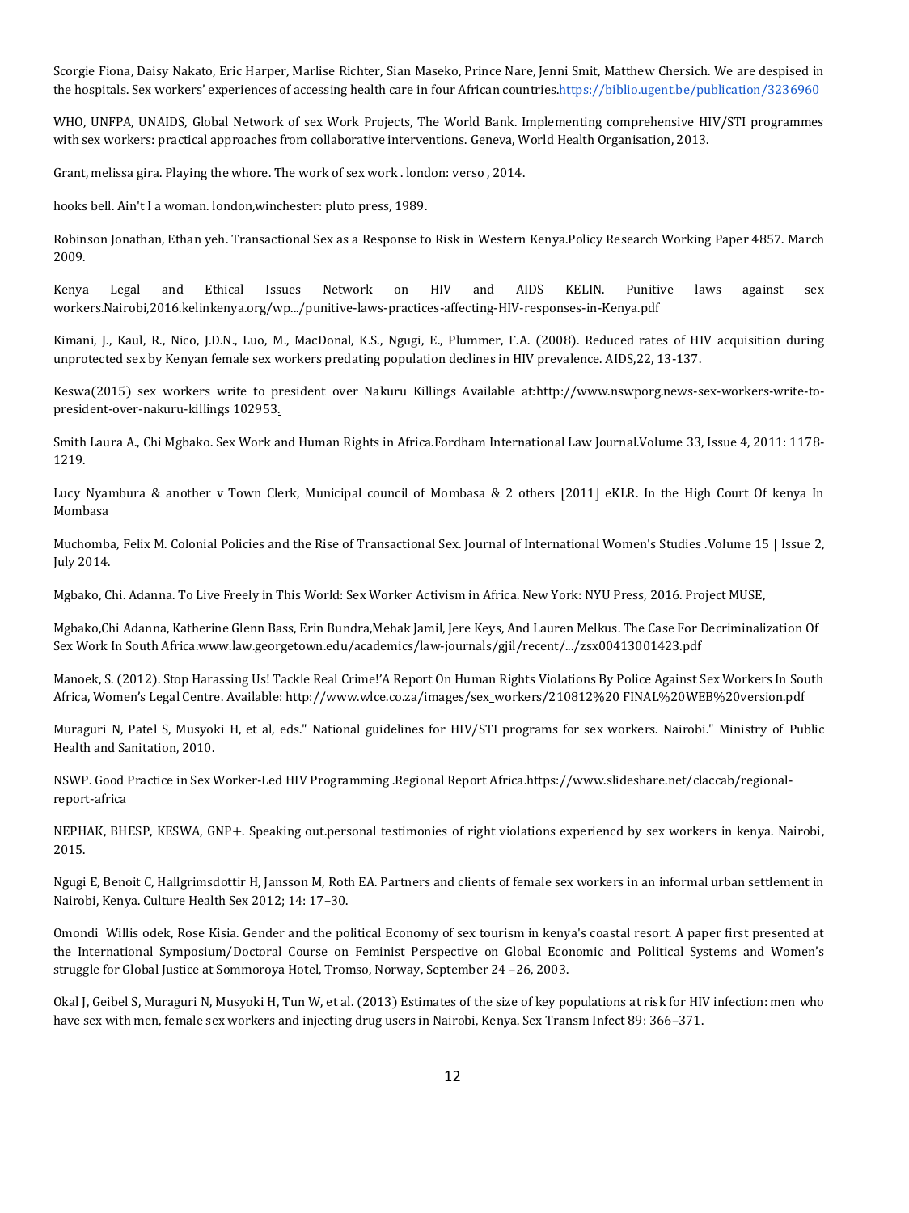Scorgie Fiona, Daisy Nakato, Eric Harper, Marlise Richter, Sian Maseko, Prince Nare, Jenni Smit, Matthew Chersich. We are despised in the hospitals. Sex workers' experiences of accessing health care in four African countries.https://biblio.ugent.be/publication/3236960

WHO, UNFPA, UNAIDS, Global Network of sex Work Projects, The World Bank. Implementing comprehensive HIV/STI programmes with sex workers: practical approaches from collaborative interventions. Geneva, World Health Organisation, 2013.

Grant, melissa gira. Playing the whore. The work of sex work . london: verso , 2014.

hooks bell. Ain't I a woman. london,winchester: pluto press, 1989.

Robinson Jonathan, Ethan yeh. Transactional Sex as a Response to Risk in Western Kenya.Policy Research Working Paper 4857. March 2009.

Kenya Legal and Ethical Issues Network on HIV and AIDS KELIN. Punitive laws against sex workers.Nairobi,2016.kelinkenya.org/wp.../punitive-laws-practices-affecting-HIV-responses-in-Kenya.pdf

Kimani, J., Kaul, R., Nico, J.D.N., Luo, M., MacDonal, K.S., Ngugi, E., Plummer, F.A. (2008). Reduced rates of HIV acquisition during unprotected sex by Kenyan female sex workers predating population declines in HIV prevalence. AIDS,22, 13-137.

Keswa(2015) sex workers write to president over Nakuru Killings Available at:http://www.nswporg.news-sex-workers-write-to-president-over-nakuru-killings 102953.

Smith Laura A., Chi Mgbako. Sex Work and Human Rights in Africa.Fordham International Law Journal.Volume 33, Issue 4, 2011: 1178-1219.

Lucy Nyambura & another v Town Clerk, Municipal council of Mombasa & 2 others [2011] eKLR. In the High Court Of kenya In Mombasa

Muchomba, Felix M. Colonial Policies and the Rise of Transactional Sex. Journal of International Women's Studies .Volume 15 | Issue 2, July 2014.

Mgbako, Chi. Adanna. To Live Freely in This World: Sex Worker Activism in Africa. New York: NYU Press, 2016. Project MUSE,

Mgbako,Chi Adanna, Katherine Glenn Bass, Erin Bundra,Mehak Jamil, Jere Keys, And Lauren Melkus. The Case For Decriminalization Of Sex Work In South Africa.www.law.georgetown.edu/academics/law-journals/gjil/recent/.../zsx00413001423.pdf

Manoek, S. (2012). Stop Harassing Us! Tackle Real Crime!'A Report On Human Rights Violations By Police Against Sex Workers In South Africa, Women's Legal Centre. Available: http://www.wlce.co.za/images/sex_workers/210812%20 FINAL%20WEB%20version.pdf

Muraguri N, Patel S, Musyoki H, et al, eds." National guidelines for HIV/STI programs for sex workers. Nairobi." Ministry of Public Health and Sanitation, 2010.

NSWP. Good Practice in Sex Worker-Led HIV Programming .Regional Report Africa.https://www.slideshare.net/claccab/regional-report-africa

NEPHAK, BHESP, KESWA, GNP+. Speaking out.personal testimonies of right violations experiencd by sex workers in kenya. Nairobi, 2015.

Ngugi E, Benoit C, Hallgrimsdottir H, Jansson M, Roth EA. Partners and clients of female sex workers in an informal urban settlement in Nairobi, Kenya. Culture Health Sex 2012; 14: 17–30.

Omondi Willis odek, Rose Kisia. Gender and the political Economy of sex tourism in kenya's coastal resort. A paper first presented at the International Symposium/Doctoral Course on Feminist Perspective on Global Economic and Political Systems and Women's struggle for Global Justice at Sommoroya Hotel, Tromso, Norway, September 24 –26, 2003.

Okal J, Geibel S, Muraguri N, Musyoki H, Tun W, et al. (2013) Estimates of the size of key populations at risk for HIV infection: men who have sex with men, female sex workers and injecting drug users in Nairobi, Kenya. Sex Transm Infect 89: 366–371.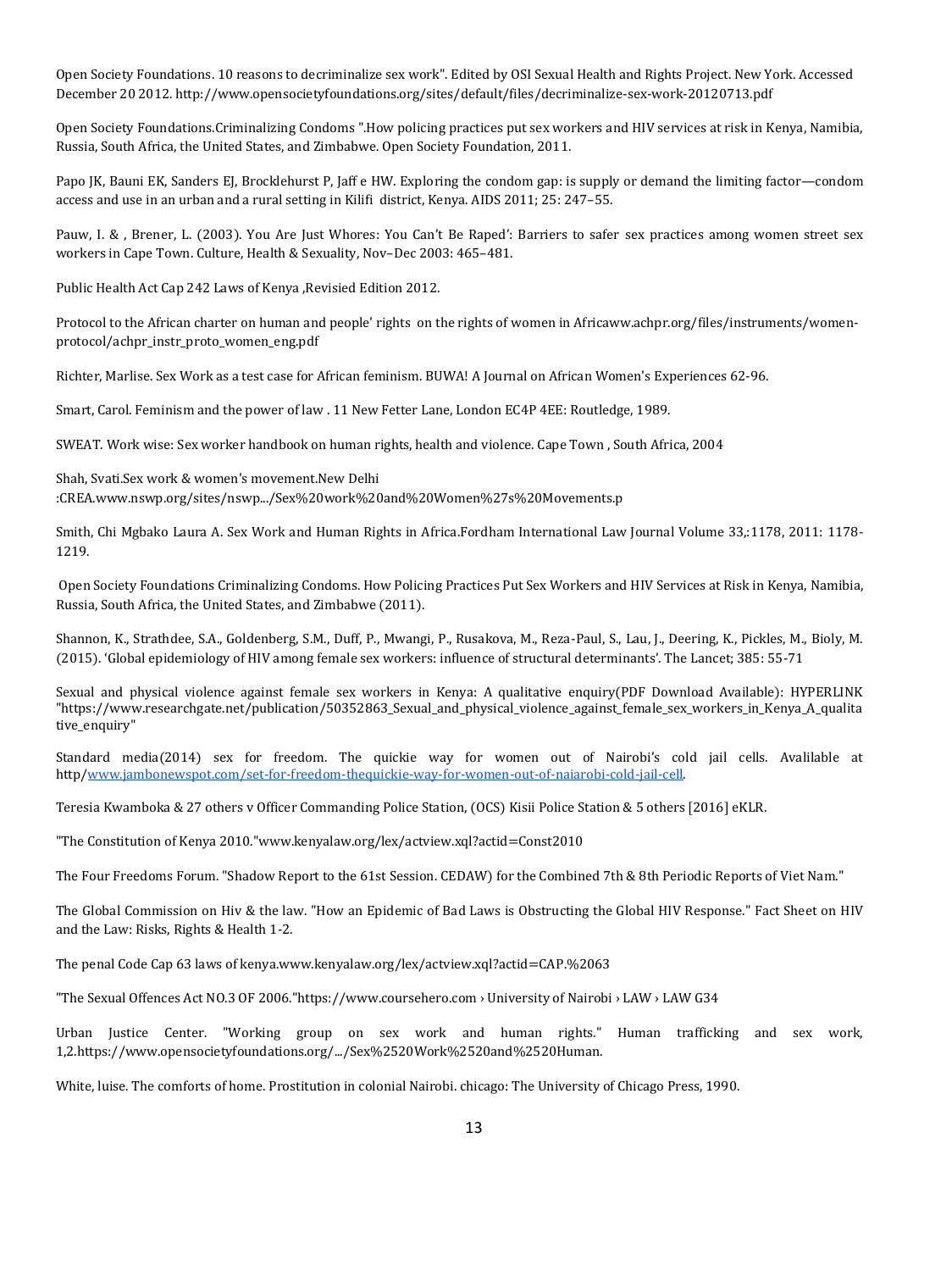Open Society Foundations. 10 reasons to decriminalize sex work". Edited by OSI Sexual Health and Rights Project. New York. Accessed December 20 2012. http://www.opensocietyfoundations.org/sites/default/files/decriminalize-sex-work-20120713.pdf

Open Society Foundations.Criminalizing Condoms ".How policing practices put sex workers and HIV services at risk in Kenya, Namibia, Russia, South Africa, the United States, and Zimbabwe. Open Society Foundation, 2011.

Papo JK, Bauni EK, Sanders EJ, Brocklehurst P, Jaff e HW. Exploring the condom gap: is supply or demand the limiting factor—condom access and use in an urban and a rural setting in Kilifi district, Kenya. AIDS 2011; 25: 247–55.

Pauw, I. & , Brener, L. (2003). You Are Just Whores: You Can't Be Raped': Barriers to safer sex practices among women street sex workers in Cape Town. Culture, Health & Sexuality, Nov–Dec 2003: 465–481.

Public Health Act Cap 242 Laws of Kenya ,Revisied Edition 2012.

Protocol to the African charter on human and people' rights on the rights of women in Africaww.achpr.org/files/instruments/women-protocol/achpr_instr_proto_women_eng.pdf

Richter, Marlise. Sex Work as a test case for African feminism. BUWA! A Journal on African Women's Experiences 62-96.

Smart, Carol. Feminism and the power of law . 11 New Fetter Lane, London EC4P 4EE: Routledge, 1989.

SWEAT. Work wise: Sex worker handbook on human rights, health and violence. Cape Town , South Africa, 2004

Shah, Svati.Sex work & women's movement.New Delhi :CREA.www.nswp.org/sites/nswp.../Sex%20work%20and%20Women%27s%20Movements.p

Smith, Chi Mgbako Laura A. Sex Work and Human Rights in Africa.Fordham International Law Journal Volume 33,:1178, 2011: 1178-1219.

Open Society Foundations Criminalizing Condoms. How Policing Practices Put Sex Workers and HIV Services at Risk in Kenya, Namibia, Russia, South Africa, the United States, and Zimbabwe (2011).

Shannon, K., Strathdee, S.A., Goldenberg, S.M., Duff, P., Mwangi, P., Rusakova, M., Reza-Paul, S., Lau, J., Deering, K., Pickles, M., Bioly, M. (2015). 'Global epidemiology of HIV among female sex workers: influence of structural determinants'. The Lancet; 385: 55-71

Sexual and physical violence against female sex workers in Kenya: A qualitative enquiry(PDF Download Available): HYPERLINK "https://www.researchgate.net/publication/50352863_Sexual_and_physical_violence_against_female_sex_workers_in_Kenya_A_qualitative_enquiry"

Standard media(2014) sex for freedom. The quickie way for women out of Nairobi's cold jail cells. Avalilable at http/www.jambonewspot.com/set-for-freedom-thequickie-way-for-women-out-of-naiarobi-cold-jail-cell.

Teresia Kwamboka & 27 others v Officer Commanding Police Station, (OCS) Kisii Police Station & 5 others [2016] eKLR.

"The Constitution of Kenya 2010."www.kenyalaw.org/lex/actview.xql?actid=Const2010

The Four Freedoms Forum. "Shadow Report to the 61st Session. CEDAW) for the Combined 7th & 8th Periodic Reports of Viet Nam."

The Global Commission on Hiv & the law. "How an Epidemic of Bad Laws is Obstructing the Global HIV Response." Fact Sheet on HIV and the Law: Risks, Rights & Health 1-2.

The penal Code Cap 63 laws of kenya.www.kenyalaw.org/lex/actview.xql?actid=CAP.%2063

"The Sexual Offences Act NO.3 OF 2006."https://www.coursehero.com › University of Nairobi › LAW › LAW G34

Urban Justice Center. "Working group on sex work and human rights." Human trafficking and sex work, 1,2.https://www.opensocietyfoundations.org/.../Sex%2520Work%2520and%2520Human.

White, luise. The comforts of home. Prostitution in colonial Nairobi. chicago: The University of Chicago Press, 1990.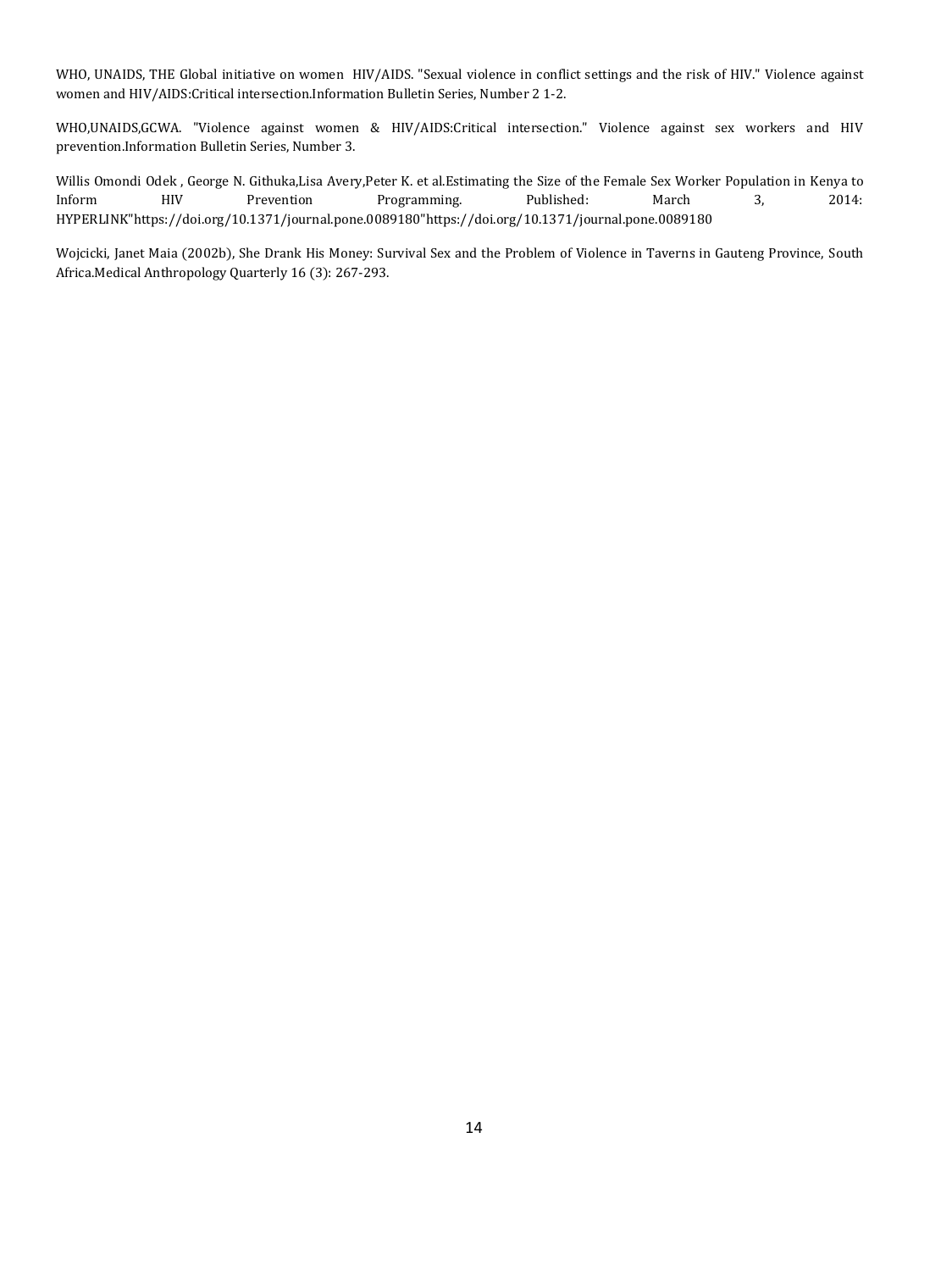WHO, UNAIDS, THE Global initiative on women HIV/AIDS. "Sexual violence in conflict settings and the risk of HIV." Violence against women and HIV/AIDS:Critical intersection.Information Bulletin Series, Number 2 1-2.

WHO,UNAIDS,GCWA. "Violence against women & HIV/AIDS:Critical intersection." Violence against sex workers and HIV prevention.Information Bulletin Series, Number 3.

Willis Omondi Odek , George N. Githuka,Lisa Avery,Peter K. et al.Estimating the Size of the Female Sex Worker Population in Kenya to Inform HIV Prevention Programming. Published: March 3, 2014: HYPERLINK"https://doi.org/10.1371/journal.pone.0089180"https://doi.org/10.1371/journal.pone.0089180

Wojcicki, Janet Maia (2002b), She Drank His Money: Survival Sex and the Problem of Violence in Taverns in Gauteng Province, South Africa.Medical Anthropology Quarterly 16 (3): 267-293.